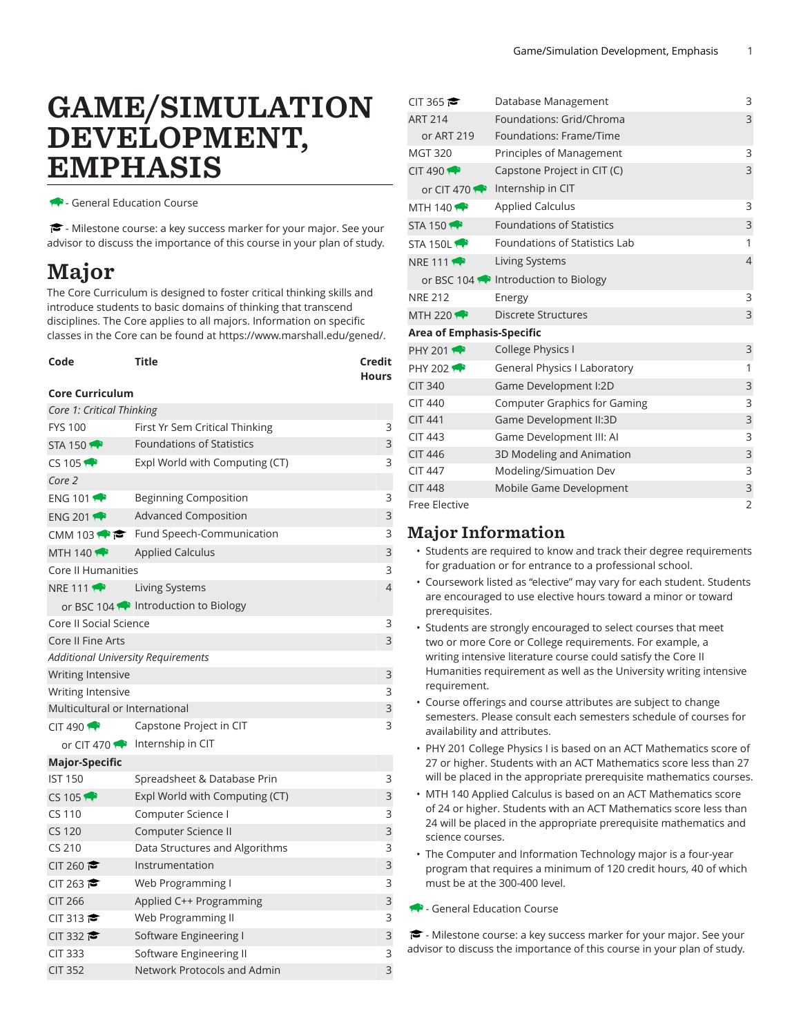# GAME/SIMULATION DEVELOPMENT, EMPHASIS

🐃 - General Education Course

🎓 - Milestone course: a key success marker for your major. See your advisor to discuss the importance of this course in your plan of study.

## Major

The Core Curriculum is designed to foster critical thinking skills and introduce students to basic domains of thinking that transcend disciplines. The Core applies to all majors. Information on specific classes in the Core can be found at https://www.marshall.edu/gened/.

| Code | Title | Credit Hours |
|---|---|---|
| **Core Curriculum** | | |
| *Core 1: Critical Thinking* | | |
| FYS 100 | First Yr Sem Critical Thinking | 3 |
| STA 150 🐃 | Foundations of Statistics | 3 |
| CS 105 🐃 | Expl World with Computing (CT) | 3 |
| *Core 2* | | |
| ENG 101 🐃 | Beginning Composition | 3 |
| ENG 201 🐃 | Advanced Composition | 3 |
| CMM 103 🐃 🎓 | Fund Speech-Communication | 3 |
| MTH 140 🐃 | Applied Calculus | 3 |
| Core II Humanities | | 3 |
| NRE 111 🐃 | Living Systems | 4 |
| or BSC 104 🐃 | Introduction to Biology | |
| Core II Social Science | | 3 |
| Core II Fine Arts | | 3 |
| *Additional University Requirements* | | |
| Writing Intensive | | 3 |
| Writing Intensive | | 3 |
| Multicultural or International | | 3 |
| CIT 490 🐃 | Capstone Project in CIT | 3 |
| or CIT 470 🐃 | Internship in CIT | |
| **Major-Specific** | | |
| IST 150 | Spreadsheet & Database Prin | 3 |
| CS 105 🐃 | Expl World with Computing (CT) | 3 |
| CS 110 | Computer Science I | 3 |
| CS 120 | Computer Science II | 3 |
| CS 210 | Data Structures and Algorithms | 3 |
| CIT 260 🎓 | Instrumentation | 3 |
| CIT 263 🎓 | Web Programming I | 3 |
| CIT 266 | Applied C++ Programming | 3 |
| CIT 313 🎓 | Web Programming II | 3 |
| CIT 332 🎓 | Software Engineering I | 3 |
| CIT 333 | Software Engineering II | 3 |
| CIT 352 | Network Protocols and Admin | 3 |
| CIT 365 🎓 | Database Management | 3 |
| ART 214 | Foundations: Grid/Chroma | 3 |
| or ART 219 | Foundations: Frame/Time | |
| MGT 320 | Principles of Management | 3 |
| CIT 490 🐃 | Capstone Project in CIT (C) | 3 |
| or CIT 470 🐃 | Internship in CIT | |
| MTH 140 🐃 | Applied Calculus | 3 |
| STA 150 🐃 | Foundations of Statistics | 3 |
| STA 150L 🐃 | Foundations of Statistics Lab | 1 |
| NRE 111 🐃 | Living Systems | 4 |
| or BSC 104 🐃 | Introduction to Biology | |
| NRE 212 | Energy | 3 |
| MTH 220 🐃 | Discrete Structures | 3 |
| **Area of Emphasis-Specific** | | |
| PHY 201 🐃 | College Physics I | 3 |
| PHY 202 🐃 | General Physics I Laboratory | 1 |
| CIT 340 | Game Development I:2D | 3 |
| CIT 440 | Computer Graphics for Gaming | 3 |
| CIT 441 | Game Development II:3D | 3 |
| CIT 443 | Game Development III: AI | 3 |
| CIT 446 | 3D Modeling and Animation | 3 |
| CIT 447 | Modeling/Simuation Dev | 3 |
| CIT 448 | Mobile Game Development | 3 |
| Free Elective | | 2 |

## Major Information

- Students are required to know and track their degree requirements for graduation or for entrance to a professional school.
- Coursework listed as "elective" may vary for each student. Students are encouraged to use elective hours toward a minor or toward prerequisites.
- Students are strongly encouraged to select courses that meet two or more Core or College requirements. For example, a writing intensive literature course could satisfy the Core II Humanities requirement as well as the University writing intensive requirement.
- Course offerings and course attributes are subject to change semesters. Please consult each semesters schedule of courses for availability and attributes.
- PHY 201 College Physics I is based on an ACT Mathematics score of 27 or higher. Students with an ACT Mathematics score less than 27 will be placed in the appropriate prerequisite mathematics courses.
- MTH 140 Applied Calculus is based on an ACT Mathematics score of 24 or higher. Students with an ACT Mathematics score less than 24 will be placed in the appropriate prerequisite mathematics and science courses.
- The Computer and Information Technology major is a four-year program that requires a minimum of 120 credit hours, 40 of which must be at the 300-400 level.

🐃 - General Education Course

🎓 - Milestone course: a key success marker for your major. See your advisor to discuss the importance of this course in your plan of study.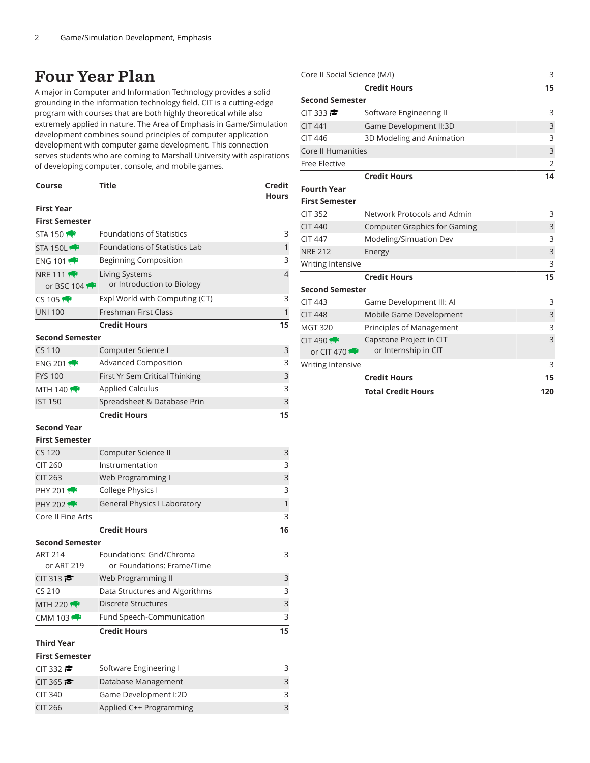# Four Year Plan

A major in Computer and Information Technology provides a solid grounding in the information technology field. CIT is a cutting-edge program with courses that are both highly theoretical while also extremely applied in nature. The Area of Emphasis in Game/Simulation development combines sound principles of computer application development with computer game development. This connection serves students who are coming to Marshall University with aspirations of developing computer, console, and mobile games.

| Course | Title | Credit Hours |
|---|---|---|
| **First Year** | | |
| **First Semester** | | |
| STA 150 | Foundations of Statistics | 3 |
| STA 150L | Foundations of Statistics Lab | 1 |
| ENG 101 | Beginning Composition | 3 |
| NRE 111 or BSC 104 | Living Systems or Introduction to Biology | 4 |
| CS 105 | Expl World with Computing (CT) | 3 |
| UNI 100 | Freshman First Class | 1 |
| | **Credit Hours** | **15** |
| **Second Semester** | | |
| CS 110 | Computer Science I | 3 |
| ENG 201 | Advanced Composition | 3 |
| FYS 100 | First Yr Sem Critical Thinking | 3 |
| MTH 140 | Applied Calculus | 3 |
| IST 150 | Spreadsheet & Database Prin | 3 |
| | **Credit Hours** | **15** |
| **Second Year** | | |
| **First Semester** | | |
| CS 120 | Computer Science II | 3 |
| CIT 260 | Instrumentation | 3 |
| CIT 263 | Web Programming I | 3 |
| PHY 201 | College Physics I | 3 |
| PHY 202 | General Physics I Laboratory | 1 |
| Core II Fine Arts | | 3 |
| | **Credit Hours** | **16** |
| **Second Semester** | | |
| ART 214 or ART 219 | Foundations: Grid/Chroma or Foundations: Frame/Time | 3 |
| CIT 313 | Web Programming II | 3 |
| CS 210 | Data Structures and Algorithms | 3 |
| MTH 220 | Discrete Structures | 3 |
| CMM 103 | Fund Speech-Communication | 3 |
| | **Credit Hours** | **15** |
| **Third Year** | | |
| **First Semester** | | |
| CIT 332 | Software Engineering I | 3 |
| CIT 365 | Database Management | 3 |
| CIT 340 | Game Development I:2D | 3 |
| CIT 266 | Applied C++ Programming | 3 |
| Core II Social Science (M/I) | | 3 |
| | **Credit Hours** | **15** |
| **Second Semester** | | |
| CIT 333 | Software Engineering II | 3 |
| CIT 441 | Game Development II:3D | 3 |
| CIT 446 | 3D Modeling and Animation | 3 |
| Core II Humanities | | 3 |
| Free Elective | | 2 |
| | **Credit Hours** | **14** |
| **Fourth Year** | | |
| **First Semester** | | |
| CIT 352 | Network Protocols and Admin | 3 |
| CIT 440 | Computer Graphics for Gaming | 3 |
| CIT 447 | Modeling/Simulation Dev | 3 |
| NRE 212 | Energy | 3 |
| Writing Intensive | | 3 |
| | **Credit Hours** | **15** |
| **Second Semester** | | |
| CIT 443 | Game Development III: AI | 3 |
| CIT 448 | Mobile Game Development | 3 |
| MGT 320 | Principles of Management | 3 |
| CIT 490 or CIT 470 | Capstone Project in CIT or Internship in CIT | 3 |
| Writing Intensive | | 3 |
| | **Credit Hours** | **15** |
| | **Total Credit Hours** | **120** |